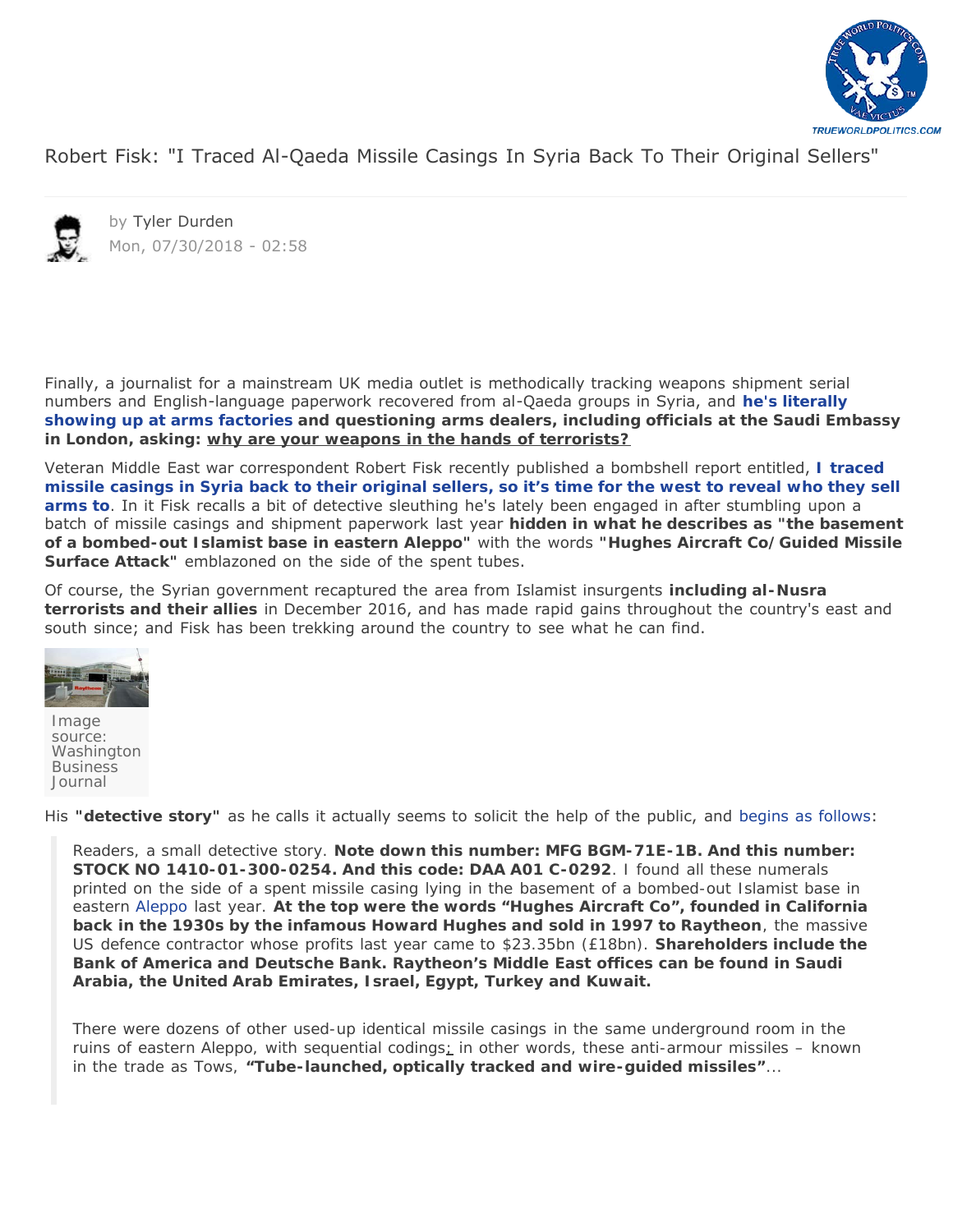# Robert Fisk: "I Traced Al-Qaeda Missile Casings In Syria Back To Their Original Sellers"

by Tyler Durden
Mon, 07/30/2018 - 02:58

Finally, a journalist for a mainstream UK media outlet is methodically tracking weapons shipment serial numbers and English-language paperwork recovered from al-Qaeda groups in Syria, and **he's literally showing up at arms factories and questioning arms dealers, including officials at the Saudi Embassy in London, asking: why are your weapons in the hands of terrorists?**

Veteran Middle East war correspondent Robert Fisk recently published a bombshell report entitled, **I traced missile casings in Syria back to their original sellers, so it's time for the west to reveal who they sell arms to**. In it Fisk recalls a bit of detective sleuthing he's lately been engaged in after stumbling upon a batch of missile casings and shipment paperwork last year **hidden in what he describes as "the basement of a bombed-out Islamist base in eastern Aleppo"** with the words **"Hughes Aircraft Co/Guided Missile Surface Attack"** emblazoned on the side of the spent tubes.

Of course, the Syrian government recaptured the area from Islamist insurgents **including al-Nusra terrorists and their allies** in December 2016, and has made rapid gains throughout the country's east and south since; and Fisk has been trekking around the country to see what he can find.

Image source: Washington Business Journal

His **"detective story"** as he calls it actually seems to solicit the help of the public, and begins as follows:

> Readers, a small detective story. **Note down this number: MFG BGM-71E-1B. And this number: STOCK NO 1410-01-300-0254. And this code: DAA A01 C-0292**. I found all these numerals printed on the side of a spent missile casing lying in the basement of a bombed-out Islamist base in eastern Aleppo last year. **At the top were the words "Hughes Aircraft Co", founded in California back in the 1930s by the infamous Howard Hughes and sold in 1997 to Raytheon**, the massive US defence contractor whose profits last year came to $23.35bn (£18bn). **Shareholders include the Bank of America and Deutsche Bank. Raytheon's Middle East offices can be found in Saudi Arabia, the United Arab Emirates, Israel, Egypt, Turkey and Kuwait.**
>
> There were dozens of other used-up identical missile casings in the same underground room in the ruins of eastern Aleppo, with sequential codings; in other words, these anti-armour missiles – known in the trade as Tows, **"Tube-launched, optically tracked and wire-guided missiles"**...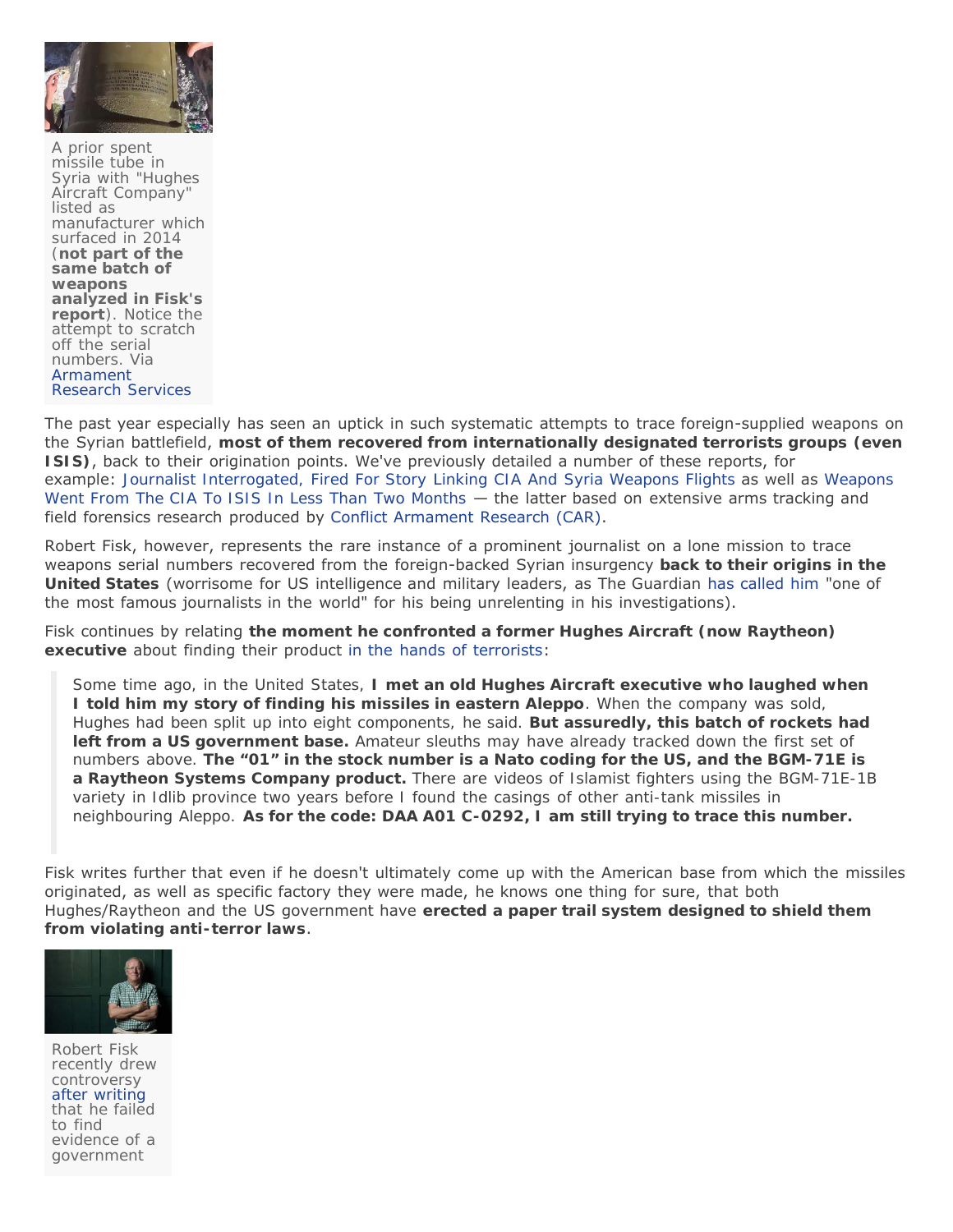A prior spent missile tube in Syria with "Hughes Aircraft Company" listed as manufacturer which surfaced in 2014 (**not part of the same batch of weapons analyzed in Fisk's report**). Notice the attempt to scratch off the serial numbers. Via Armament Research Services

The past year especially has seen an uptick in such systematic attempts to trace foreign-supplied weapons on the Syrian battlefield, **most of them recovered from internationally designated terrorists groups (even ISIS)**, back to their origination points. We've previously detailed a number of these reports, for example: Journalist Interrogated, Fired For Story Linking CIA And Syria Weapons Flights as well as Weapons Went From The CIA To ISIS In Less Than Two Months — the latter based on extensive arms tracking and field forensics research produced by Conflict Armament Research (CAR).

Robert Fisk, however, represents the rare instance of a prominent journalist on a lone mission to trace weapons serial numbers recovered from the foreign-backed Syrian insurgency **back to their origins in the United States** (worrisome for US intelligence and military leaders, as The Guardian has called him "one of the most famous journalists in the world" for his being unrelenting in his investigations).

Fisk continues by relating **the moment he confronted a former Hughes Aircraft (now Raytheon) executive** about finding their product in the hands of terrorists:

> Some time ago, in the United States, **I met an old Hughes Aircraft executive who laughed when I told him my story of finding his missiles in eastern Aleppo**. When the company was sold, Hughes had been split up into eight components, he said. **But assuredly, this batch of rockets had left from a US government base.** Amateur sleuths may have already tracked down the first set of numbers above. **The "01" in the stock number is a Nato coding for the US, and the BGM-71E is a Raytheon Systems Company product.** There are videos of Islamist fighters using the BGM-71E-1B variety in Idlib province two years before I found the casings of other anti-tank missiles in neighbouring Aleppo. **As for the code: DAA A01 C-0292, I am still trying to trace this number.**

Fisk writes further that even if he doesn't ultimately come up with the American base from which the missiles originated, as well as specific factory they were made, he knows one thing for sure, that both Hughes/Raytheon and the US government have **erected a paper trail system designed to shield them from violating anti-terror laws**.

Robert Fisk recently drew controversy after writing that he failed to find evidence of a government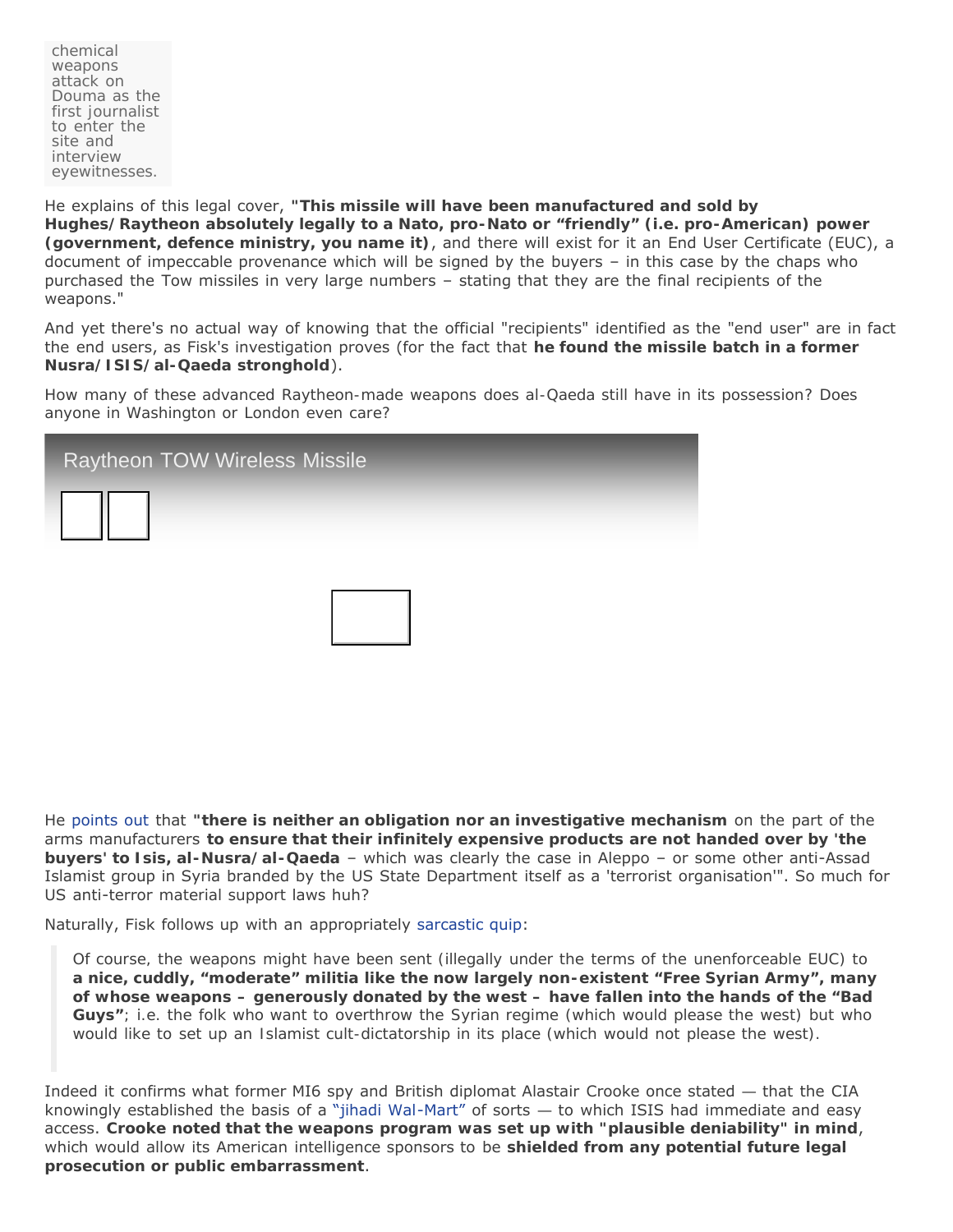chemical weapons attack on Douma as the first journalist to enter the site and interview eyewitnesses.

He explains of this legal cover, **"This missile will have been manufactured and sold by Hughes/Raytheon absolutely legally to a Nato, pro-Nato or "friendly" (i.e. pro-American) power (government, defence ministry, you name it)**, and there will exist for it an End User Certificate (EUC), a document of impeccable provenance which will be signed by the buyers – in this case by the chaps who purchased the Tow missiles in very large numbers – stating that they are the final recipients of the weapons."

And yet there's no actual way of knowing that the official "recipients" identified as the "end user" are in fact the end users, as Fisk's investigation proves (for the fact that **he found the missile batch in a former Nusra/ISIS/al-Qaeda stronghold**).

How many of these advanced Raytheon-made weapons does al-Qaeda still have in its possession? Does anyone in Washington or London even care?

Raytheon TOW Wireless Missile

He points out that **"there is neither an obligation nor an investigative mechanism** on the part of the arms manufacturers **to ensure that their infinitely expensive products are not handed over by 'the buyers' to Isis, al-Nusra/al-Qaeda** – which was clearly the case in Aleppo – or some other anti-Assad Islamist group in Syria branded by the US State Department itself as a 'terrorist organisation'". So much for US anti-terror material support laws huh?

Naturally, Fisk follows up with an appropriately sarcastic quip:

> Of course, the weapons might have been sent (illegally under the terms of the unenforceable EUC) to **a nice, cuddly, "moderate" militia like the now largely non-existent "Free Syrian Army", many of whose weapons – generously donated by the west – have fallen into the hands of the "Bad Guys"**; i.e. the folk who want to overthrow the Syrian regime (which would please the west) but who would like to set up an Islamist cult-dictatorship in its place (which would not please the west).

Indeed it confirms what former MI6 spy and British diplomat Alastair Crooke once stated — that the CIA knowingly established the basis of a "jihadi Wal-Mart" of sorts — to which ISIS had immediate and easy access. **Crooke noted that the weapons program was set up with "plausible deniability" in mind**, which would allow its American intelligence sponsors to be **shielded from any potential future legal prosecution or public embarrassment**.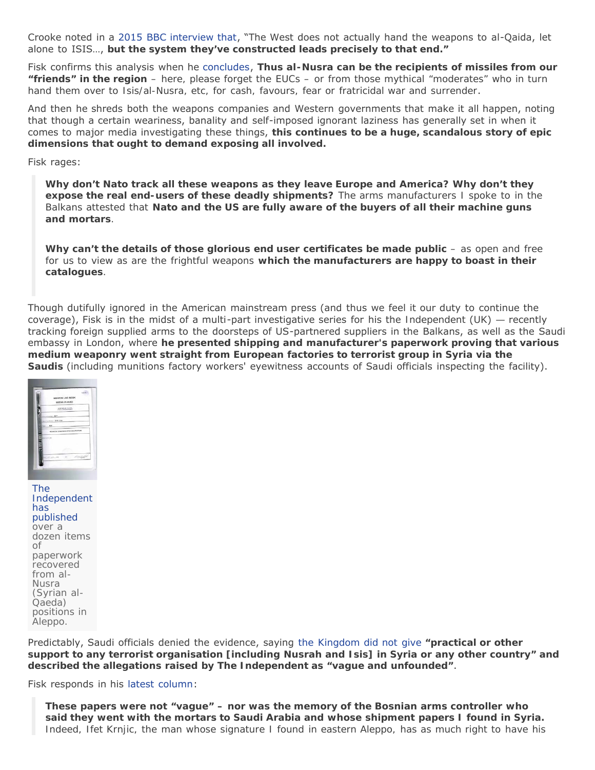Crooke noted in a 2015 BBC interview that, "The West does not actually hand the weapons to al-Qaida, let alone to ISIS…, **but the system they've constructed leads precisely to that end."**

Fisk confirms this analysis when he concludes, **Thus al-Nusra can be the recipients of missiles from our "friends" in the region** – here, please forget the EUCs – or from those mythical "moderates" who in turn hand them over to Isis/al-Nusra, etc, for cash, favours, fear or fratricidal war and surrender.

And then he shreds both the weapons companies and Western governments that make it all happen, noting that though a certain weariness, banality and self-imposed ignorant laziness has generally set in when it comes to major media investigating these things, **this continues to be a huge, scandalous story of epic dimensions that ought to demand exposing all involved.**

Fisk rages:

> **Why don't Nato track all these weapons as they leave Europe and America? Why don't they expose the real end-users of these deadly shipments?** The arms manufacturers I spoke to in the Balkans attested that **Nato and the US are fully aware of the buyers of all their machine guns and mortars**.
>
> **Why can't the details of those glorious end user certificates be made public** – as open and free for us to view as are the frightful weapons **which the manufacturers are happy to boast in their catalogues**.

Though dutifully ignored in the American mainstream press (and thus we feel it our duty to continue the coverage), Fisk is in the midst of a multi-part investigative series for his the Independent (UK) — recently tracking foreign supplied arms to the doorsteps of US-partnered suppliers in the Balkans, as well as the Saudi embassy in London, where **he presented shipping and manufacturer's paperwork proving that various medium weaponry went straight from European factories to terrorist group in Syria via the Saudis** (including munitions factory workers' eyewitness accounts of Saudi officials inspecting the facility).

The Independent has published over a dozen items of paperwork recovered from al-Nusra (Syrian al-Qaeda) positions in Aleppo.

Predictably, Saudi officials denied the evidence, saying the Kingdom did not give **"practical or other support to any terrorist organisation [including Nusrah and Isis] in Syria or any other country" and described the allegations raised by The Independent as "vague and unfounded"**.

Fisk responds in his latest column:

> **These papers were not "vague" – nor was the memory of the Bosnian arms controller who said they went with the mortars to Saudi Arabia and whose shipment papers I found in Syria.** Indeed, Ifet Krnjic, the man whose signature I found in eastern Aleppo, has as much right to have his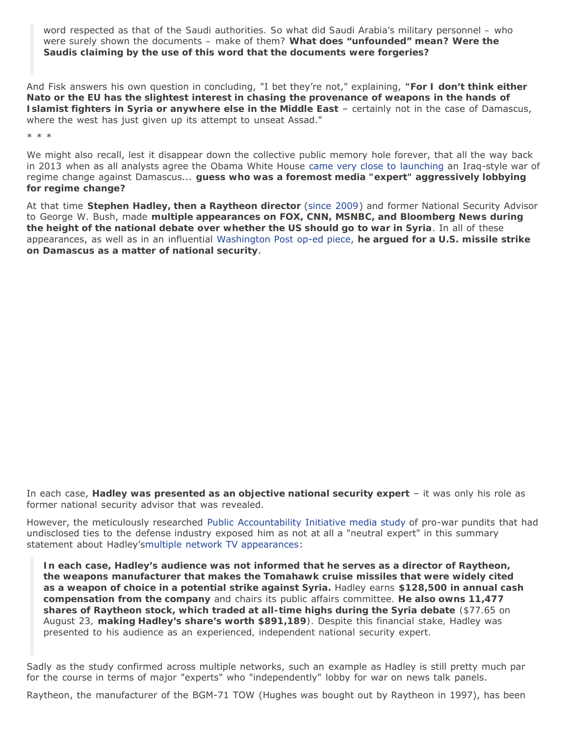> word respected as that of the Saudi authorities. So what did Saudi Arabia's military personnel – who were surely shown the documents – make of them? **What does "unfounded" mean? Were the Saudis claiming by the use of this word that the documents were forgeries?**

And Fisk answers his own question in concluding, "I bet they're not," explaining, **"For I don't think either Nato or the EU has the slightest interest in chasing the provenance of weapons in the hands of Islamist fighters in Syria or anywhere else in the Middle East** – certainly not in the case of Damascus, where the west has just given up its attempt to unseat Assad."

\* \* \*

We might also recall, lest it disappear down the collective public memory hole forever, that all the way back in 2013 when as all analysts agree the Obama White House came very close to launching an Iraq-style war of regime change against Damascus... **guess who was a foremost media "expert" aggressively lobbying for regime change?**

At that time **Stephen Hadley, then a Raytheon director** (since 2009) and former National Security Advisor to George W. Bush, made **multiple appearances on FOX, CNN, MSNBC, and Bloomberg News during the height of the national debate over whether the US should go to war in Syria**. In all of these appearances, as well as in an influential Washington Post op-ed piece, **he argued for a U.S. missile strike on Damascus as a matter of national security**.

In each case, **Hadley was presented as an objective national security expert** – it was only his role as former national security advisor that was revealed.

However, the meticulously researched Public Accountability Initiative media study of pro-war pundits that had undisclosed ties to the defense industry exposed him as not at all a "neutral expert" in this summary statement about Hadley'smultiple network TV appearances:

> **In each case, Hadley's audience was not informed that he serves as a director of Raytheon, the weapons manufacturer that makes the Tomahawk cruise missiles that were widely cited as a weapon of choice in a potential strike against Syria.** Hadley earns **$128,500 in annual cash compensation from the company** and chairs its public affairs committee. **He also owns 11,477 shares of Raytheon stock, which traded at all-time highs during the Syria debate** ($77.65 on August 23, **making Hadley's share's worth $891,189**). Despite this financial stake, Hadley was presented to his audience as an experienced, independent national security expert.

Sadly as the study confirmed across multiple networks, such an example as Hadley is still pretty much par for the course in terms of major "experts" who "independently" lobby for war on news talk panels.

Raytheon, the manufacturer of the BGM-71 TOW (Hughes was bought out by Raytheon in 1997), has been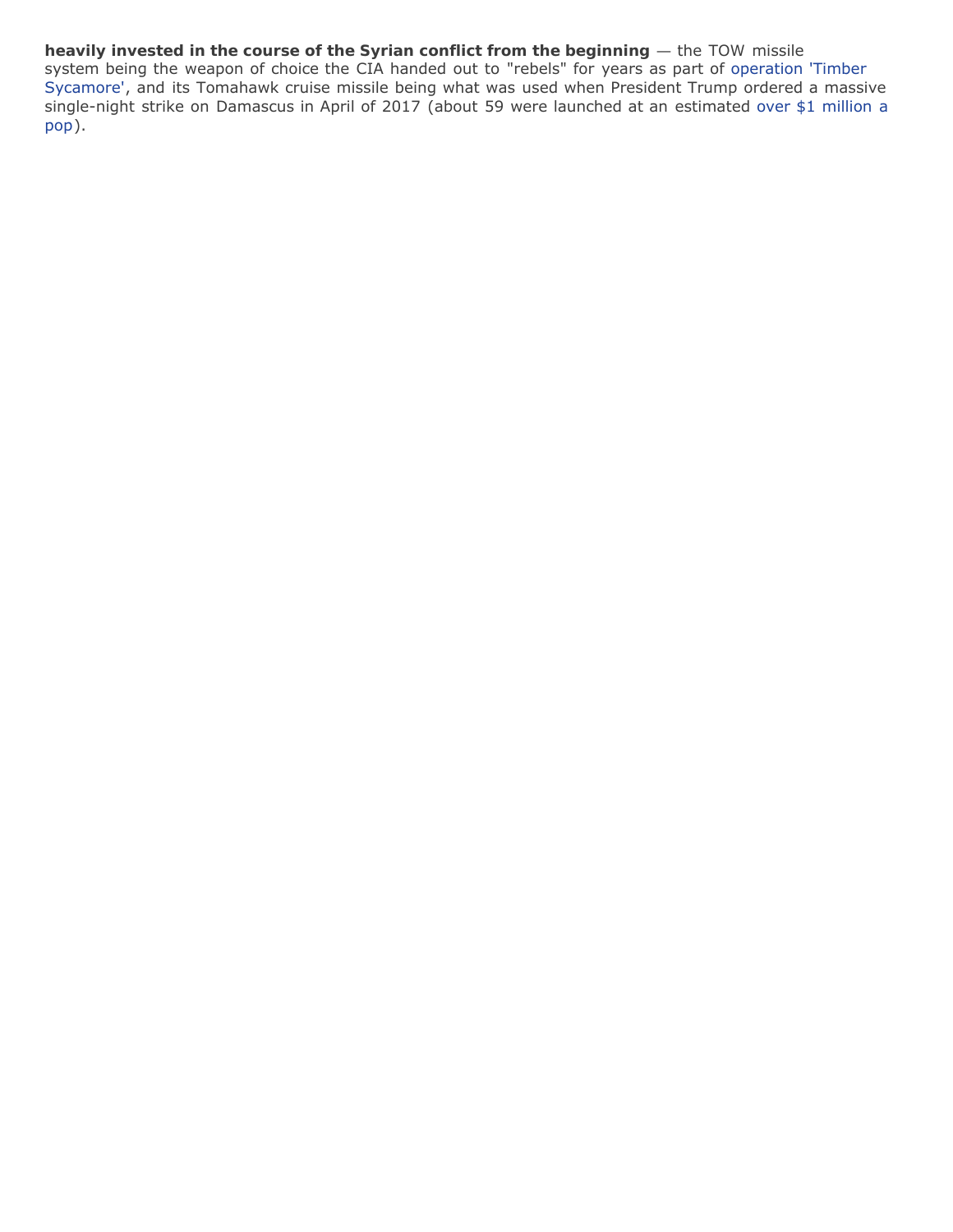**heavily invested in the course of the Syrian conflict from the beginning** — the TOW missile system being the weapon of choice the CIA handed out to "rebels" for years as part of operation 'Timber Sycamore', and its Tomahawk cruise missile being what was used when President Trump ordered a massive single-night strike on Damascus in April of 2017 (about 59 were launched at an estimated over $1 million a pop).